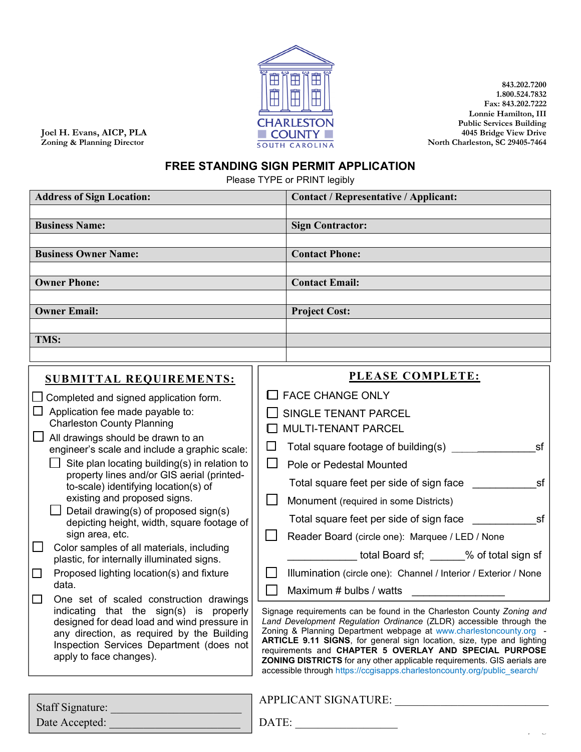Joel H. Evans, AICP, PLA
Zoning & Planning Director

CHARLESTON COUNTY
SOUTH CAROLINA

843.202.7200
1.800.524.7832
Fax: 843.202.7222
Lonnie Hamilton, III
Public Services Building
4045 Bridge View Drive
North Charleston, SC 29405-7464

# FREE STANDING SIGN PERMIT APPLICATION

Please TYPE or PRINT legibly

| **Address of Sign Location:** | **Contact / Representative / Applicant:** |
|---|---|
| | |
| **Business Name:** | **Sign Contractor:** |
| | |
| **Business Owner Name:** | **Contact Phone:** |
| | |
| **Owner Phone:** | **Contact Email:** |
| | |
| **Owner Email:** | **Project Cost:** |
| | |
| **TMS:** | |
| | |

## SUBMITTAL REQUIREMENTS:

- ☐ Completed and signed application form.
- ☐ Application fee made payable to: Charleston County Planning
- ☐ All drawings should be drawn to an engineer's scale and include a graphic scale:
  - ☐ Site plan locating building(s) in relation to property lines and/or GIS aerial (printed-to-scale) identifying location(s) of existing and proposed signs.
  - ☐ Detail drawing(s) of proposed sign(s) depicting height, width, square footage of sign area, etc.
- ☐ Color samples of all materials, including plastic, for internally illuminated signs.
- ☐ Proposed lighting location(s) and fixture data.
- ☐ One set of scaled construction drawings indicating that the sign(s) is properly designed for dead load and wind pressure in any direction, as required by the Building Inspection Services Department (does not apply to face changes).

## PLEASE COMPLETE:

- ☐ FACE CHANGE ONLY
- ☐ SINGLE TENANT PARCEL
- ☐ MULTI-TENANT PARCEL
- ☐ Total square footage of building(s) ________________sf
- ☐ Pole or Pedestal Mounted
  - Total square feet per side of sign face ___________sf
- ☐ Monument (required in some Districts)
  - Total square feet per side of sign face ___________sf
- ☐ Reader Board (circle one): Marquee / LED / None
  - ___________ total Board sf; ______% of total sign sf
- ☐ Illumination (circle one): Channel / Interior / Exterior / None
- ☐ Maximum # bulbs / watts ______________

Signage requirements can be found in the Charleston County *Zoning and Land Development Regulation Ordinance* (ZLDR) accessible through the Zoning & Planning Department webpage at www.charlestoncounty.org - **ARTICLE 9.11 SIGNS**, for general sign location, size, type and lighting requirements and **CHAPTER 5 OVERLAY AND SPECIAL PURPOSE ZONING DISTRICTS** for any other applicable requirements. GIS aerials are accessible through https://ccgisapps.charlestoncounty.org/public_search/

Staff Signature: ______________________
Date Accepted: ______________________

APPLICANT SIGNATURE: ___________________________

DATE: _________________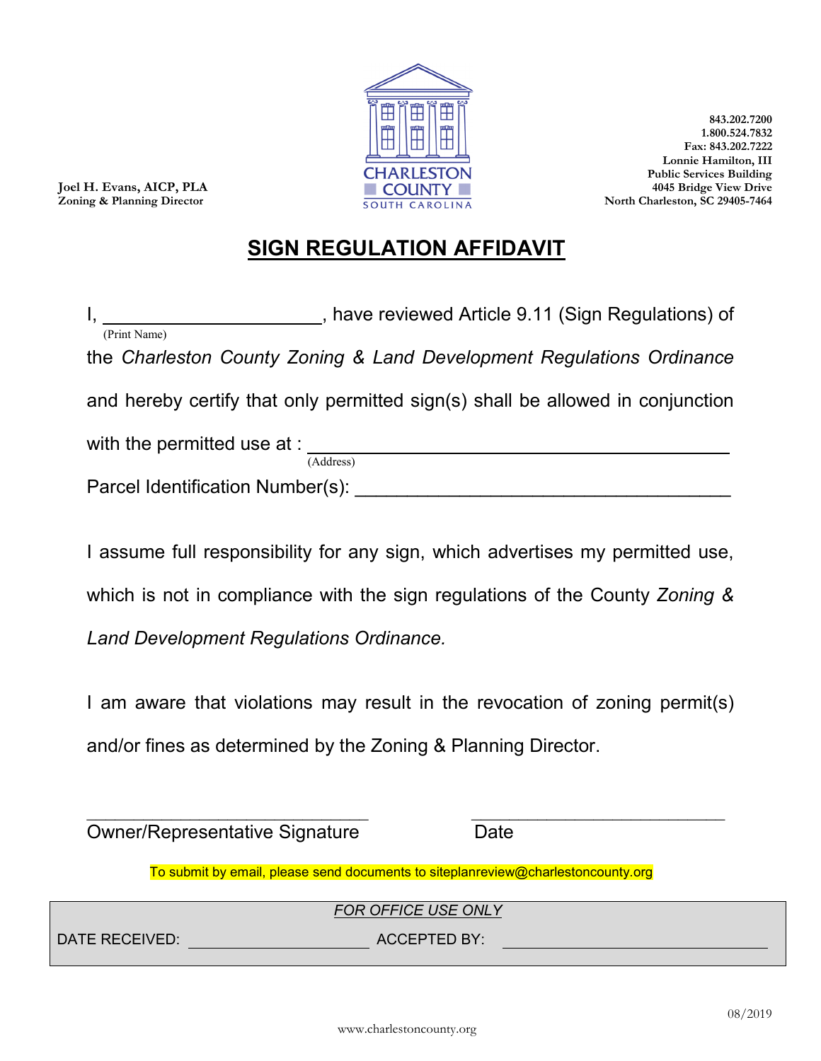Joel H. Evans, AICP, PLA
Zoning & Planning Director

CHARLESTON COUNTY
SOUTH CAROLINA

843.202.7200
1.800.524.7832
Fax: 843.202.7222
Lonnie Hamilton, III
Public Services Building
4045 Bridge View Drive
North Charleston, SC 29405-7464

# SIGN REGULATION AFFIDAVIT

I, \_\_\_\_\_\_\_\_\_\_\_\_\_\_\_\_\_\_\_\_\_\_\_\_, have reviewed Article 9.11 (Sign Regulations) of
(Print Name)
the *Charleston County Zoning & Land Development Regulations Ordinance* and hereby certify that only permitted sign(s) shall be allowed in conjunction with the permitted use at : \_\_\_\_\_\_\_\_\_\_\_\_\_\_\_\_\_\_\_\_\_\_\_\_\_\_\_\_\_\_\_\_\_\_\_\_\_\_\_\_
(Address)
Parcel Identification Number(s): \_\_\_\_\_\_\_\_\_\_\_\_\_\_\_\_\_\_\_\_\_\_\_\_\_\_\_\_\_\_\_\_\_\_\_\_

I assume full responsibility for any sign, which advertises my permitted use, which is not in compliance with the sign regulations of the County *Zoning & Land Development Regulations Ordinance.*

I am aware that violations may result in the revocation of zoning permit(s) and/or fines as determined by the Zoning & Planning Director.

\_\_\_\_\_\_\_\_\_\_\_\_\_\_\_\_\_\_\_\_\_\_\_\_\_\_\_\_\_\_\_ \_\_\_\_\_\_\_\_\_\_\_\_\_\_\_\_\_\_\_\_\_\_\_\_\_\_\_\_
Owner/Representative Signature Date

To submit by email, please send documents to siteplanreview@charlestoncounty.org

*FOR OFFICE USE ONLY*

DATE RECEIVED: \_\_\_\_\_\_\_\_\_\_\_\_\_\_\_\_\_\_\_\_ ACCEPTED BY: \_\_\_\_\_\_\_\_\_\_\_\_\_\_\_\_\_\_\_\_\_\_\_\_\_\_

08/2019

www.charlestoncounty.org